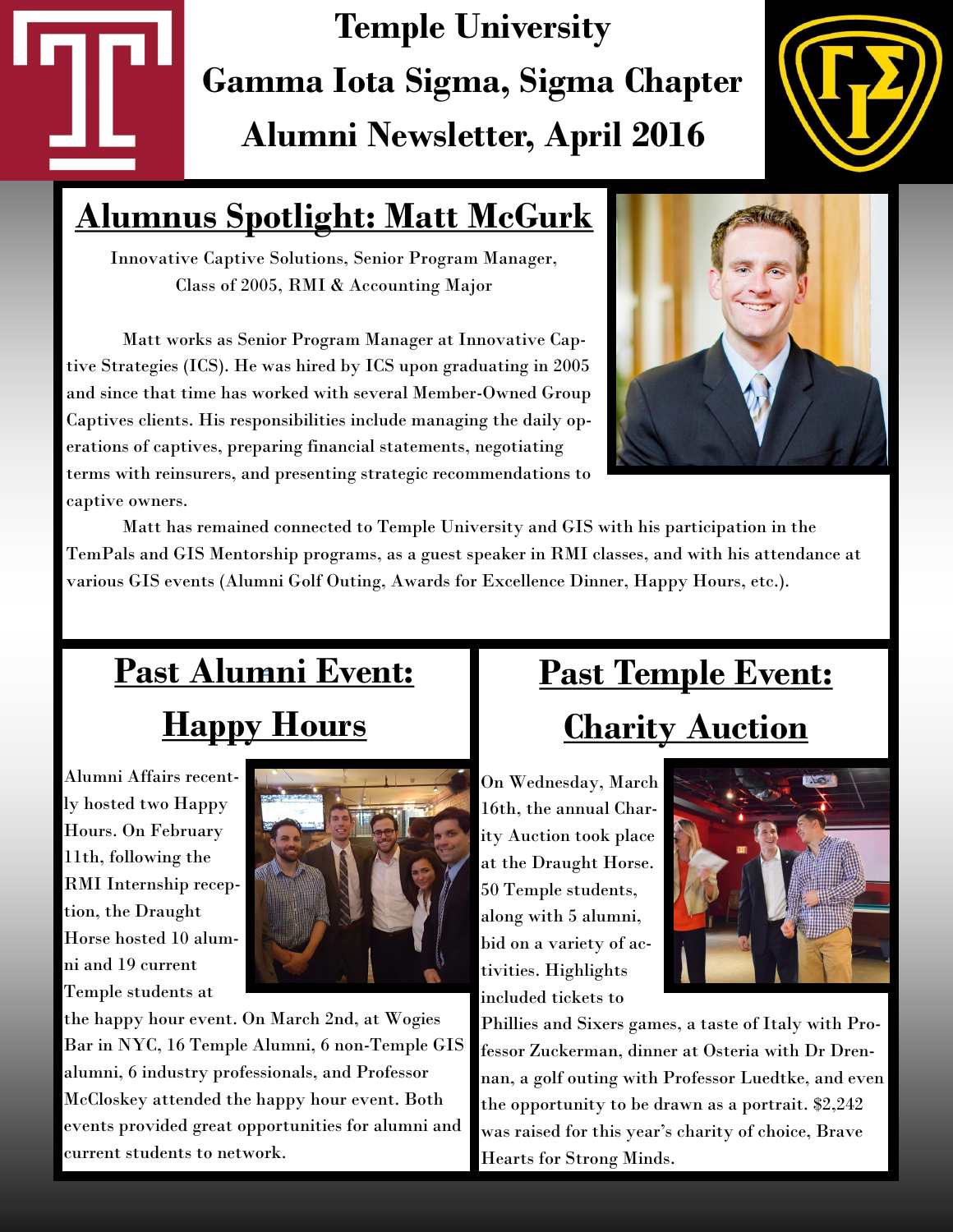# Temple University
# Gamma Iota Sigma, Sigma Chapter
# Alumni Newsletter, April 2016

## Alumnus Spotlight: Matt McGurk

Innovative Captive Solutions, Senior Program Manager,
Class of 2005, RMI & Accounting Major

Matt works as Senior Program Manager at Innovative Captive Strategies (ICS). He was hired by ICS upon graduating in 2005 and since that time has worked with several Member-Owned Group Captives clients. His responsibilities include managing the daily operations of captives, preparing financial statements, negotiating terms with reinsurers, and presenting strategic recommendations to captive owners.

Matt has remained connected to Temple University and GIS with his participation in the TemPals and GIS Mentorship programs, as a guest speaker in RMI classes, and with his attendance at various GIS events (Alumni Golf Outing, Awards for Excellence Dinner, Happy Hours, etc.).

## Past Alumni Event: Happy Hours

Alumni Affairs recently hosted two Happy Hours. On February 11th, following the RMI Internship reception, the Draught Horse hosted 10 alumni and 19 current Temple students at the happy hour event. On March 2nd, at Wogies Bar in NYC, 16 Temple Alumni, 6 non-Temple GIS alumni, 6 industry professionals, and Professor McCloskey attended the happy hour event. Both events provided great opportunities for alumni and current students to network.

## Past Temple Event: Charity Auction

On Wednesday, March 16th, the annual Charity Auction took place at the Draught Horse. 50 Temple students, along with 5 alumni, bid on a variety of activities. Highlights included tickets to Phillies and Sixers games, a taste of Italy with Professor Zuckerman, dinner at Osteria with Dr Drennan, a golf outing with Professor Luedtke, and even the opportunity to be drawn as a portrait. $2,242 was raised for this year's charity of choice, Brave Hearts for Strong Minds.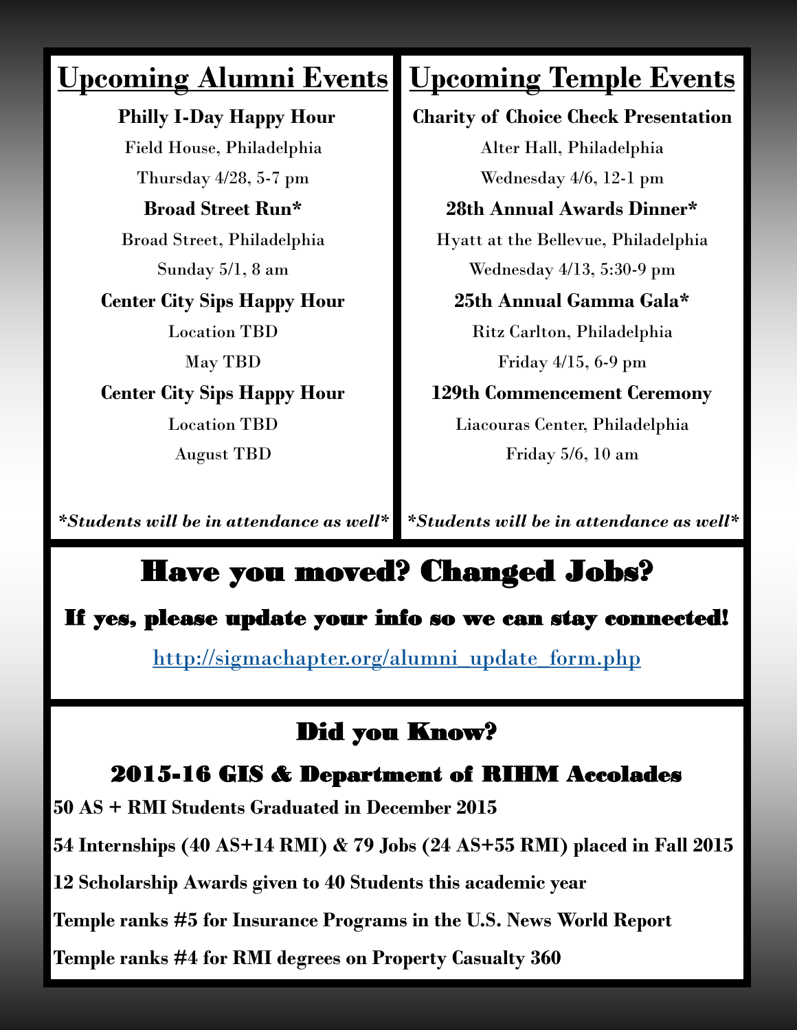## Upcoming Alumni Events

**Philly I-Day Happy Hour**

Field House, Philadelphia

Thursday 4/28, 5-7 pm

**Broad Street Run***

Broad Street, Philadelphia

Sunday 5/1, 8 am

**Center City Sips Happy Hour**

Location TBD

May TBD

**Center City Sips Happy Hour**

Location TBD

August TBD

***Students will be in attendance as well***

## Upcoming Temple Events

**Charity of Choice Check Presentation**

Alter Hall, Philadelphia

Wednesday 4/6, 12-1 pm

**28th Annual Awards Dinner***

Hyatt at the Bellevue, Philadelphia

Wednesday 4/13, 5:30-9 pm

**25th Annual Gamma Gala***

Ritz Carlton, Philadelphia

Friday 4/15, 6-9 pm

**129th Commencement Ceremony**

Liacouras Center, Philadelphia

Friday 5/6, 10 am

***Students will be in attendance as well***

# Have you moved? Changed Jobs?

## If yes, please update your info so we can stay connected!

http://sigmachapter.org/alumni_update_form.php

## Did you Know?

## 2015-16 GIS & Department of RIHM Accolades

**50 AS + RMI Students Graduated in December 2015**

**54 Internships (40 AS+14 RMI) & 79 Jobs (24 AS+55 RMI) placed in Fall 2015**

**12 Scholarship Awards given to 40 Students this academic year**

**Temple ranks #5 for Insurance Programs in the U.S. News World Report**

**Temple ranks #4 for RMI degrees on Property Casualty 360**